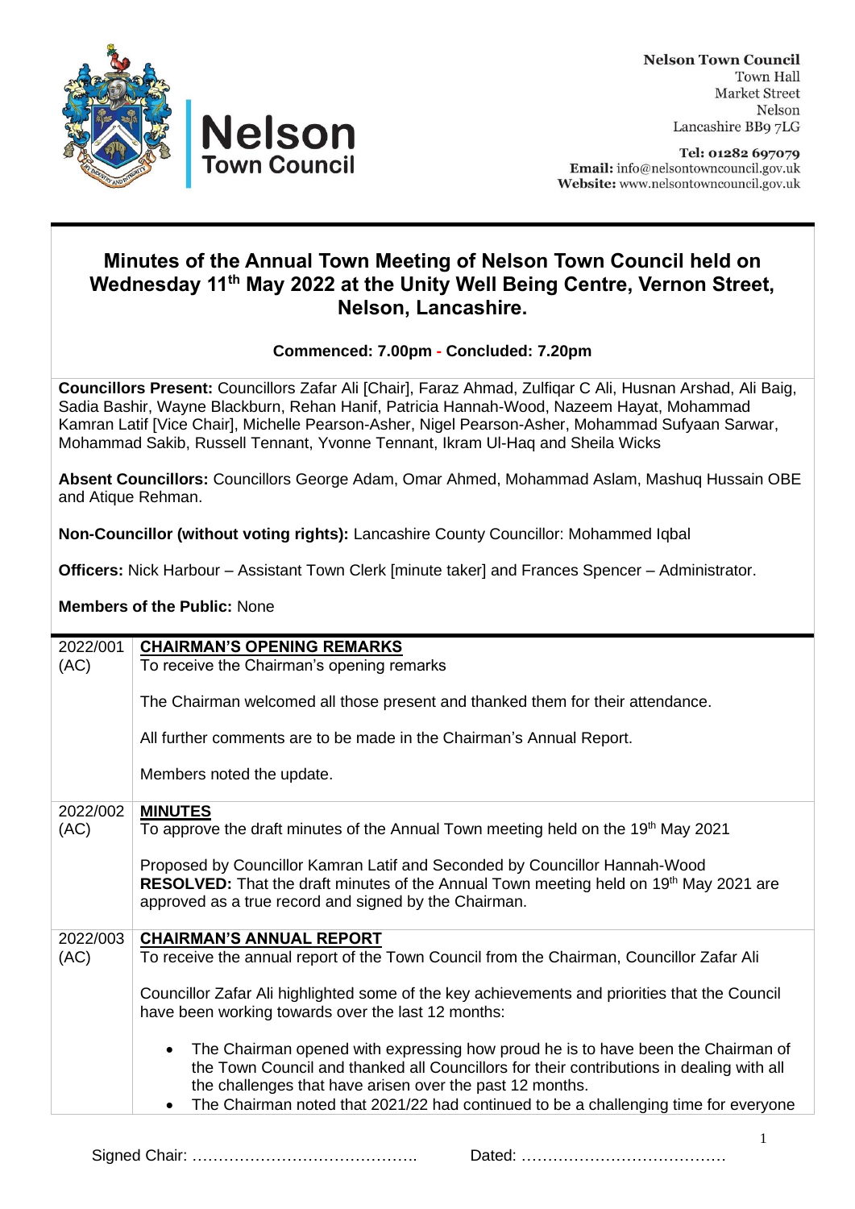**Nelson Town Council**
Town Hall
Market Street
Nelson
Lancashire BB9 7LG

**Tel: 01282 697079**
**Email:** info@nelsontowncouncil.gov.uk
**Website:** www.nelsontowncouncil.gov.uk

# Minutes of the Annual Town Meeting of Nelson Town Council held on Wednesday 11th May 2022 at the Unity Well Being Centre, Vernon Street, Nelson, Lancashire.

**Commenced: 7.00pm - Concluded: 7.20pm**

**Councillors Present:** Councillors Zafar Ali [Chair], Faraz Ahmad, Zulfiqar C Ali, Husnan Arshad, Ali Baig, Sadia Bashir, Wayne Blackburn, Rehan Hanif, Patricia Hannah-Wood, Nazeem Hayat, Mohammad Kamran Latif [Vice Chair], Michelle Pearson-Asher, Nigel Pearson-Asher, Mohammad Sufyaan Sarwar, Mohammad Sakib, Russell Tennant, Yvonne Tennant, Ikram Ul-Haq and Sheila Wicks

**Absent Councillors:** Councillors George Adam, Omar Ahmed, Mohammad Aslam, Mashuq Hussain OBE and Atique Rehman.

**Non-Councillor (without voting rights):** Lancashire County Councillor: Mohammed Iqbal

**Officers:** Nick Harbour – Assistant Town Clerk [minute taker] and Frances Spencer – Administrator.

**Members of the Public:** None

| | |
|---|---|
| 2022/001 (AC) | **CHAIRMAN'S OPENING REMARKS**<br>To receive the Chairman's opening remarks<br><br>The Chairman welcomed all those present and thanked them for their attendance.<br><br>All further comments are to be made in the Chairman's Annual Report.<br><br>Members noted the update. |
| 2022/002 (AC) | **MINUTES**<br>To approve the draft minutes of the Annual Town meeting held on the 19th May 2021<br><br>Proposed by Councillor Kamran Latif and Seconded by Councillor Hannah-Wood<br>**RESOLVED:** That the draft minutes of the Annual Town meeting held on 19th May 2021 are approved as a true record and signed by the Chairman. |
| 2022/003 (AC) | **CHAIRMAN'S ANNUAL REPORT**<br>To receive the annual report of the Town Council from the Chairman, Councillor Zafar Ali<br><br>Councillor Zafar Ali highlighted some of the key achievements and priorities that the Council have been working towards over the last 12 months:<br><br>• The Chairman opened with expressing how proud he is to have been the Chairman of the Town Council and thanked all Councillors for their contributions in dealing with all the challenges that have arisen over the past 12 months.<br>• The Chairman noted that 2021/22 had continued to be a challenging time for everyone |

Signed Chair: ……………………………………. Dated: …………………………………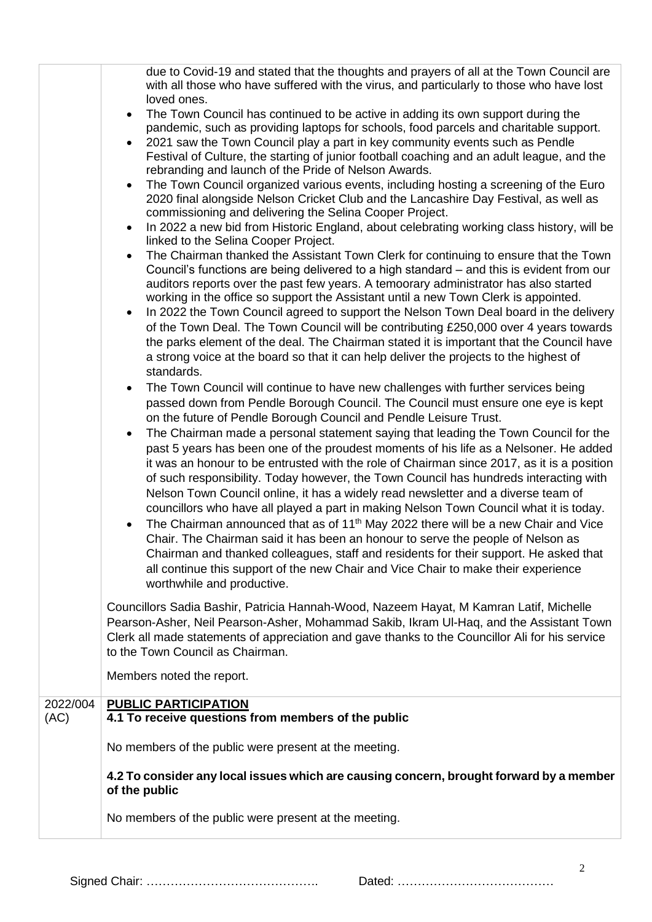| | |
|---|---|
| | due to Covid-19 and stated that the thoughts and prayers of all at the Town Council are with all those who have suffered with the virus, and particularly to those who have lost loved ones.<br>• The Town Council has continued to be active in adding its own support during the pandemic, such as providing laptops for schools, food parcels and charitable support.<br>• 2021 saw the Town Council play a part in key community events such as Pendle Festival of Culture, the starting of junior football coaching and an adult league, and the rebranding and launch of the Pride of Nelson Awards.<br>• The Town Council organized various events, including hosting a screening of the Euro 2020 final alongside Nelson Cricket Club and the Lancashire Day Festival, as well as commissioning and delivering the Selina Cooper Project.<br>• In 2022 a new bid from Historic England, about celebrating working class history, will be linked to the Selina Cooper Project.<br>• The Chairman thanked the Assistant Town Clerk for continuing to ensure that the Town Council's functions are being delivered to a high standard – and this is evident from our auditors reports over the past few years. A temoorary administrator has also started working in the office so support the Assistant until a new Town Clerk is appointed.<br>• In 2022 the Town Council agreed to support the Nelson Town Deal board in the delivery of the Town Deal. The Town Council will be contributing £250,000 over 4 years towards the parks element of the deal. The Chairman stated it is important that the Council have a strong voice at the board so that it can help deliver the projects to the highest of standards.<br>• The Town Council will continue to have new challenges with further services being passed down from Pendle Borough Council. The Council must ensure one eye is kept on the future of Pendle Borough Council and Pendle Leisure Trust.<br>• The Chairman made a personal statement saying that leading the Town Council for the past 5 years has been one of the proudest moments of his life as a Nelsoner. He added it was an honour to be entrusted with the role of Chairman since 2017, as it is a position of such responsibility. Today however, the Town Council has hundreds interacting with Nelson Town Council online, it has a widely read newsletter and a diverse team of councillors who have all played a part in making Nelson Town Council what it is today.<br>• The Chairman announced that as of 11th May 2022 there will be a new Chair and Vice Chair. The Chairman said it has been an honour to serve the people of Nelson as Chairman and thanked colleagues, staff and residents for their support. He asked that all continue this support of the new Chair and Vice Chair to make their experience worthwhile and productive.<br><br>Councillors Sadia Bashir, Patricia Hannah-Wood, Nazeem Hayat, M Kamran Latif, Michelle Pearson-Asher, Neil Pearson-Asher, Mohammad Sakib, Ikram Ul-Haq, and the Assistant Town Clerk all made statements of appreciation and gave thanks to the Councillor Ali for his service to the Town Council as Chairman.<br><br>Members noted the report. |
| 2022/004 (AC) | **PUBLIC PARTICIPATION**<br>**4.1 To receive questions from members of the public**<br><br>No members of the public were present at the meeting.<br><br>**4.2 To consider any local issues which are causing concern, brought forward by a member of the public**<br><br>No members of the public were present at the meeting. |

Signed Chair: ……………………………………. Dated: …………………………………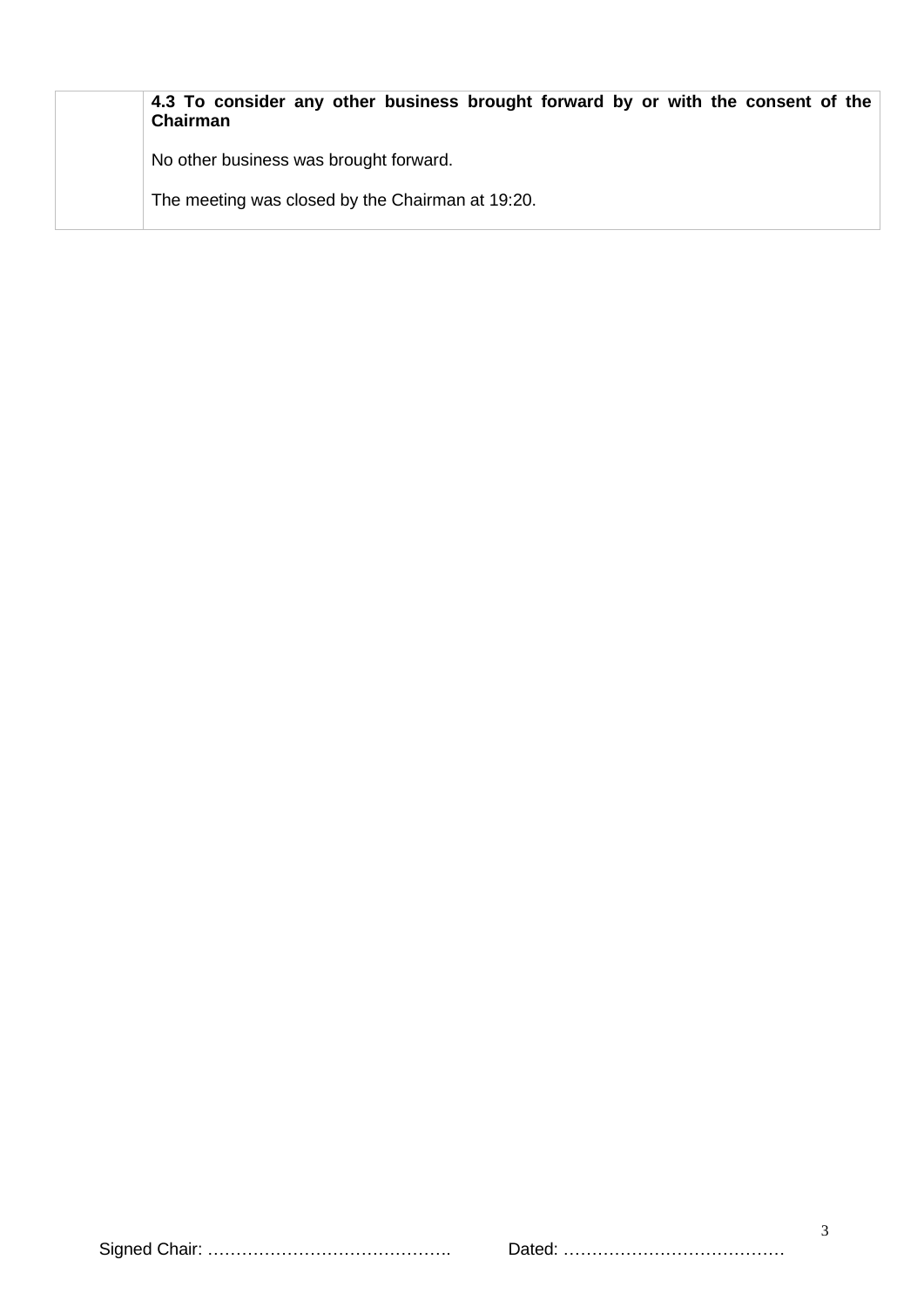| | |
|---|---|
| | **4.3 To consider any other business brought forward by or with the consent of the Chairman**<br><br>No other business was brought forward.<br><br>The meeting was closed by the Chairman at 19:20. |

Signed Chair: ……………………………………. Dated: …………………………………